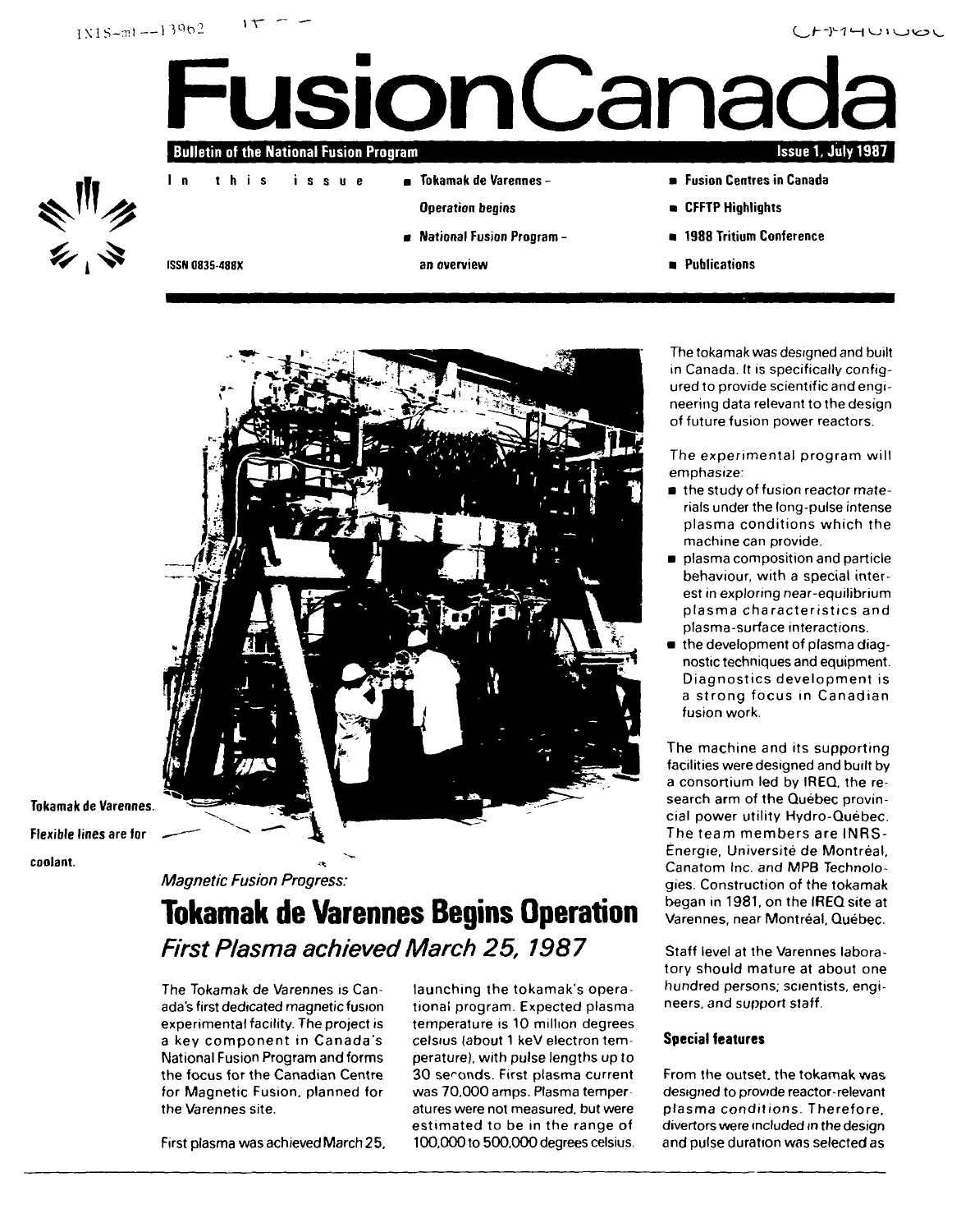INIS-mf--13962

# FusionCanada

**Bulletin of the National Fusion Program** — **Issue 1, July 1987**

In this issue

- Tokamak de Varennes – Operation begins
- National Fusion Program – an overview
- Fusion Centres in Canada
- CFFTP Highlights
- 1988 Tritium Conference
- Publications

ISSN 0835-488X

Tokamak de Varennes. Flexible lines are for coolant.

*Magnetic Fusion Progress:*

## Tokamak de Varennes Begins Operation

### *First Plasma achieved March 25, 1987*

The Tokamak de Varennes is Canada's first dedicated magnetic fusion experimental facility. The project is a key component in Canada's National Fusion Program and forms the focus for the Canadian Centre for Magnetic Fusion, planned for the Varennes site.

First plasma was achieved March 25, launching the tokamak's operational program. Expected plasma temperature is 10 million degrees celsius (about 1 keV electron temperature), with pulse lengths up to 30 seconds. First plasma current was 70,000 amps. Plasma temperatures were not measured, but were estimated to be in the range of 100,000 to 500,000 degrees celsius.

The tokamak was designed and built in Canada. It is specifically configured to provide scientific and engineering data relevant to the design of future fusion power reactors.

The experimental program will emphasize:

- the study of fusion reactor materials under the long-pulse intense plasma conditions which the machine can provide.
- plasma composition and particle behaviour, with a special interest in exploring near-equilibrium plasma characteristics and plasma-surface interactions.
- the development of plasma diagnostic techniques and equipment. Diagnostics development is a strong focus in Canadian fusion work.

The machine and its supporting facilities were designed and built by a consortium led by IREQ, the research arm of the Québec provincial power utility Hydro-Québec. The team members are INRS-Énergie, Université de Montréal, Canatom Inc. and MPB Technologies. Construction of the tokamak began in 1981, on the IREQ site at Varennes, near Montréal, Québec.

Staff level at the Varennes laboratory should mature at about one hundred persons; scientists, engineers, and support staff.

### Special features

From the outset, the tokamak was designed to provide reactor-relevant plasma conditions. Therefore, divertors were included in the design and pulse duration was selected as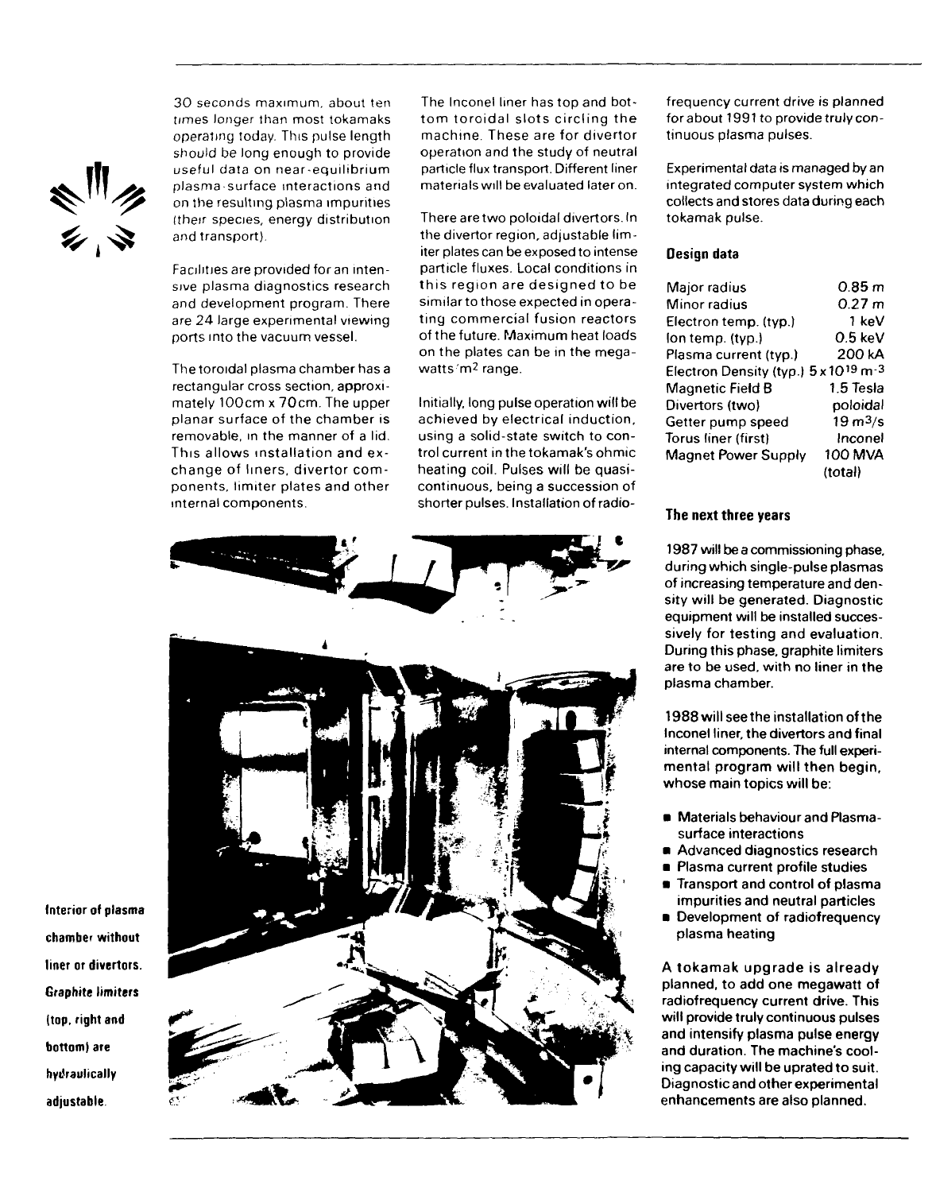30 seconds maximum, about ten times longer than most tokamaks operating today. This pulse length should be long enough to provide useful data on near-equilibrium plasma-surface interactions and on the resulting plasma impurities (their species, energy distribution and transport).

Facilities are provided for an intensive plasma diagnostics research and development program. There are 24 large experimental viewing ports into the vacuum vessel.

The toroidal plasma chamber has a rectangular cross section, approximately 100cm x 70cm. The upper planar surface of the chamber is removable, in the manner of a lid. This allows installation and exchange of liners, divertor components, limiter plates and other internal components.

The Inconel liner has top and bottom toroidal slots circling the machine. These are for divertor operation and the study of neutral particle flux transport. Different liner materials will be evaluated later on.

There are two poloidal divertors. In the divertor region, adjustable limiter plates can be exposed to intense particle fluxes. Local conditions in this region are designed to be similar to those expected in operating commercial fusion reactors of the future. Maximum heat loads on the plates can be in the megawatts/$m^2$ range.

Initially, long pulse operation will be achieved by electrical induction, using a solid-state switch to control current in the tokamak's ohmic heating coil. Pulses will be quasi-continuous, being a succession of shorter pulses. Installation of radiofrequency current drive is planned for about 1991 to provide truly continuous plasma pulses.

Experimental data is managed by an integrated computer system which collects and stores data during each tokamak pulse.

### Design data

| | |
|---|---|
| Major radius | 0.85 m |
| Minor radius | 0.27 m |
| Electron temp. (typ.) | 1 keV |
| Ion temp. (typ.) | 0.5 keV |
| Plasma current (typ.) | 200 kA |
| Electron Density (typ.) | $5 \times 10^{19}\ m^{-3}$ |
| Magnetic Field B | 1.5 Tesla |
| Divertors (two) | poloidal |
| Getter pump speed | 19 $m^3/s$ |
| Torus liner (first) | Inconel |
| Magnet Power Supply | 100 MVA (total) |

### The next three years

1987 will be a commissioning phase, during which single-pulse plasmas of increasing temperature and density will be generated. Diagnostic equipment will be installed successively for testing and evaluation. During this phase, graphite limiters are to be used, with no liner in the plasma chamber.

1988 will see the installation of the Inconel liner, the divertors and final internal components. The full experimental program will then begin, whose main topics will be:

- Materials behaviour and Plasma-surface interactions
- Advanced diagnostics research
- Plasma current profile studies
- Transport and control of plasma impurities and neutral particles
- Development of radiofrequency plasma heating

A tokamak upgrade is already planned, to add one megawatt of radiofrequency current drive. This will provide truly continuous pulses and intensify plasma pulse energy and duration. The machine's cooling capacity will be uprated to suit. Diagnostic and other experimental enhancements are also planned.

**Interior of plasma chamber without liner or divertors. Graphite limiters (top, right and bottom) are hydraulically adjustable.**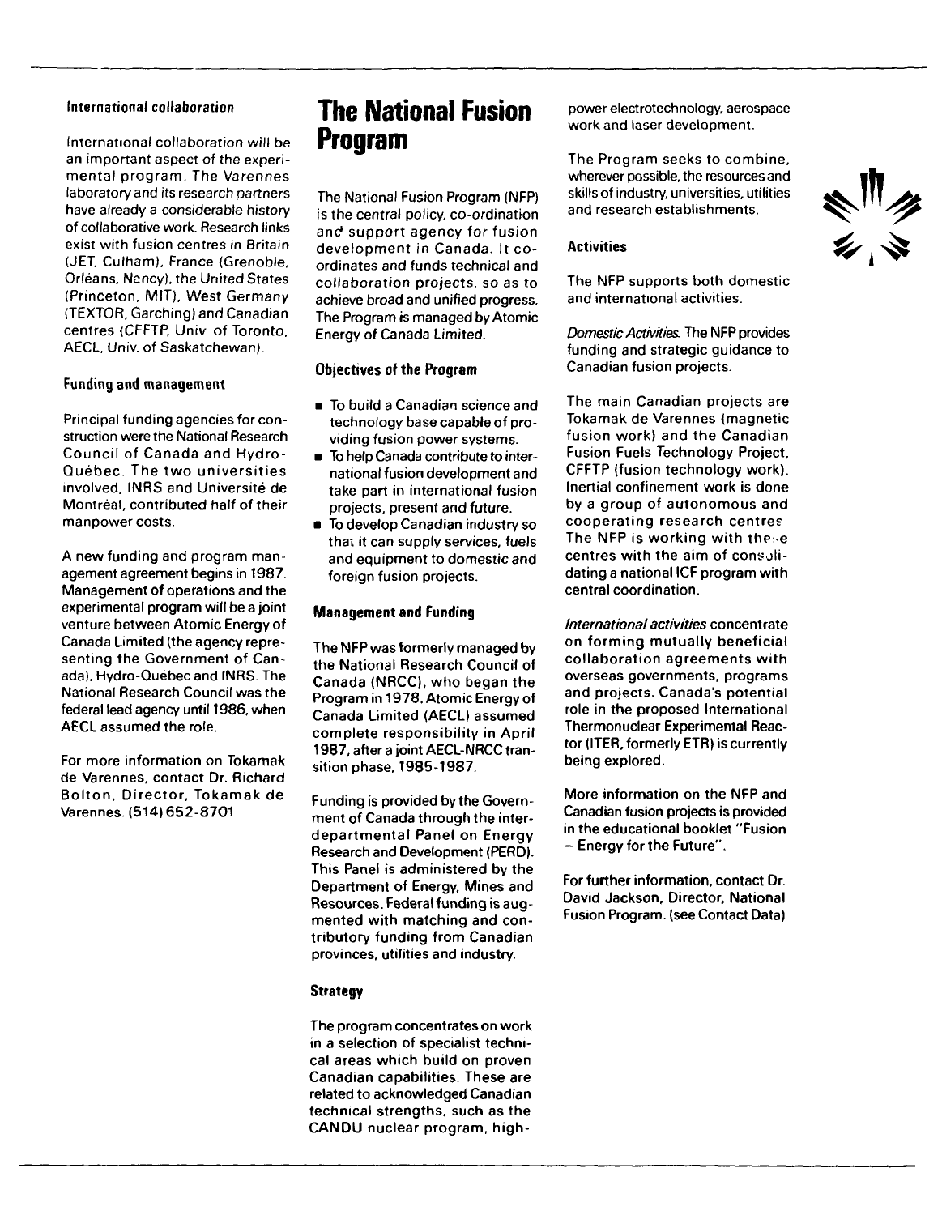### International collaboration

International collaboration will be an important aspect of the experimental program. The Varennes laboratory and its research partners have already a considerable history of collaborative work. Research links exist with fusion centres in Britain (JET, Culham), France (Grenoble, Orléans, Nancy), the United States (Princeton, MIT), West Germany (TEXTOR, Garching) and Canadian centres (CFFTP, Univ. of Toronto, AECL, Univ. of Saskatchewan).

### Funding and management

Principal funding agencies for construction were the National Research Council of Canada and Hydro-Québec. The two universities involved, INRS and Université de Montréal, contributed half of their manpower costs.

A new funding and program management agreement begins in 1987. Management of operations and the experimental program will be a joint venture between Atomic Energy of Canada Limited (the agency representing the Government of Canada), Hydro-Québec and INRS. The National Research Council was the federal lead agency until 1986, when AECL assumed the role.

For more information on Tokamak de Varennes, contact Dr. Richard Bolton, Director, Tokamak de Varennes. (514) 652-8701

# The National Fusion Program

The National Fusion Program (NFP) is the central policy, co-ordination and support agency for fusion development in Canada. It co-ordinates and funds technical and collaboration projects, so as to achieve broad and unified progress. The Program is managed by Atomic Energy of Canada Limited.

### Objectives of the Program

- To build a Canadian science and technology base capable of providing fusion power systems.
- To help Canada contribute to international fusion development and take part in international fusion projects, present and future.
- To develop Canadian industry so that it can supply services, fuels and equipment to domestic and foreign fusion projects.

### Management and Funding

The NFP was formerly managed by the National Research Council of Canada (NRCC), who began the Program in 1978. Atomic Energy of Canada Limited (AECL) assumed complete responsibility in April 1987, after a joint AECL-NRCC transition phase, 1985-1987.

Funding is provided by the Government of Canada through the interdepartmental Panel on Energy Research and Development (PERD). This Panel is administered by the Department of Energy, Mines and Resources. Federal funding is augmented with matching and contributory funding from Canadian provinces, utilities and industry.

### Strategy

The program concentrates on work in a selection of specialist technical areas which build on proven Canadian capabilities. These are related to acknowledged Canadian technical strengths, such as the CANDU nuclear program, high-power electrotechnology, aerospace work and laser development.

The Program seeks to combine, wherever possible, the resources and skills of industry, universities, utilities and research establishments.

### Activities

The NFP supports both domestic and international activities.

*Domestic Activities.* The NFP provides funding and strategic guidance to Canadian fusion projects.

The main Canadian projects are Tokamak de Varennes (magnetic fusion work) and the Canadian Fusion Fuels Technology Project, CFFTP (fusion technology work). Inertial confinement work is done by a group of autonomous and cooperating research centres. The NFP is working with these centres with the aim of consolidating a national ICF program with central coordination.

*International activities* concentrate on forming mutually beneficial collaboration agreements with overseas governments, programs and projects. Canada's potential role in the proposed International Thermonuclear Experimental Reactor (ITER, formerly ETR) is currently being explored.

More information on the NFP and Canadian fusion projects is provided in the educational booklet "Fusion – Energy for the Future".

For further information, contact Dr. David Jackson, Director, National Fusion Program. (see Contact Data)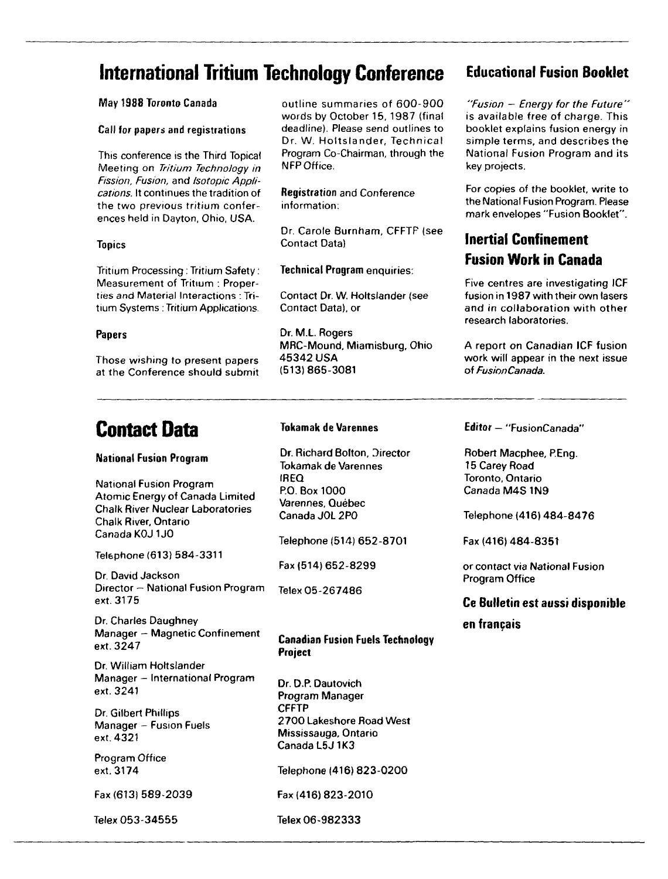## International Tritium Technology Conference

**May 1988 Toronto Canada**

**Call for papers and registrations**

This conference is the Third Topical Meeting on *Tritium Technology in Fission, Fusion,* and *Isotopic Applications.* It continues the tradition of the two previous tritium conferences held in Dayton, Ohio, USA.

**Topics**

Tritium Processing : Tritium Safety : Measurement of Tritium : Properties and Material Interactions : Tritium Systems : Tritium Applications.

**Papers**

Those wishing to present papers at the Conference should submit outline summaries of 600-900 words by October 15, 1987 (final deadline). Please send outlines to Dr. W. Holtslander, Technical Program Co-Chairman, through the NFP Office.

**Registration** and Conference information:

Dr. Carole Burnham, CFFTP (see Contact Data)

**Technical Program** enquiries:

Contact Dr. W. Holtslander (see Contact Data), or

Dr. M.L. Rogers
MRC-Mound, Miamisburg, Ohio
45342 USA
(513) 865-3081

## Educational Fusion Booklet

*"Fusion – Energy for the Future"* is available free of charge. This booklet explains fusion energy in simple terms, and describes the National Fusion Program and its key projects.

For copies of the booklet, write to the National Fusion Program. Please mark envelopes "Fusion Booklet".

## Inertial Confinement Fusion Work in Canada

Five centres are investigating ICF fusion in 1987 with their own lasers and in collaboration with other research laboratories.

A report on Canadian ICF fusion work will appear in the next issue of *FusionCanada*.

## Contact Data

**National Fusion Program**

National Fusion Program
Atomic Energy of Canada Limited
Chalk River Nuclear Laboratories
Chalk River, Ontario
Canada K0J 1J0

Telephone (613) 584-3311

Dr. David Jackson
Director – National Fusion Program
ext. 3175

Dr. Charles Daughney
Manager – Magnetic Confinement
ext. 3247

Dr. William Holtslander
Manager – International Program
ext. 3241

Dr. Gilbert Phillips
Manager – Fusion Fuels
ext. 4321

Program Office
ext. 3174

Fax (613) 589-2039

Telex 053-34555

**Tokamak de Varennes**

Dr. Richard Bolton, Director
Tokamak de Varennes
IREQ
P.O. Box 1000
Varennes, Québec
Canada J0L 2P0

Telephone (514) 652-8701

Fax (514) 652-8299

Telex 05-267486

**Canadian Fusion Fuels Technology Project**

Dr. D.P. Dautovich
Program Manager
CFFTP
2700 Lakeshore Road West
Mississauga, Ontario
Canada L5J 1K3

Telephone (416) 823-0200

Fax (416) 823-2010

Telex 06-982333

**Editor** – "FusionCanada"

Robert Macphee, P.Eng.
15 Carey Road
Toronto, Ontario
Canada M4S 1N9

Telephone (416) 484-8476

Fax (416) 484-8351

or contact via National Fusion Program Office

**Ce Bulletin est aussi disponible en français**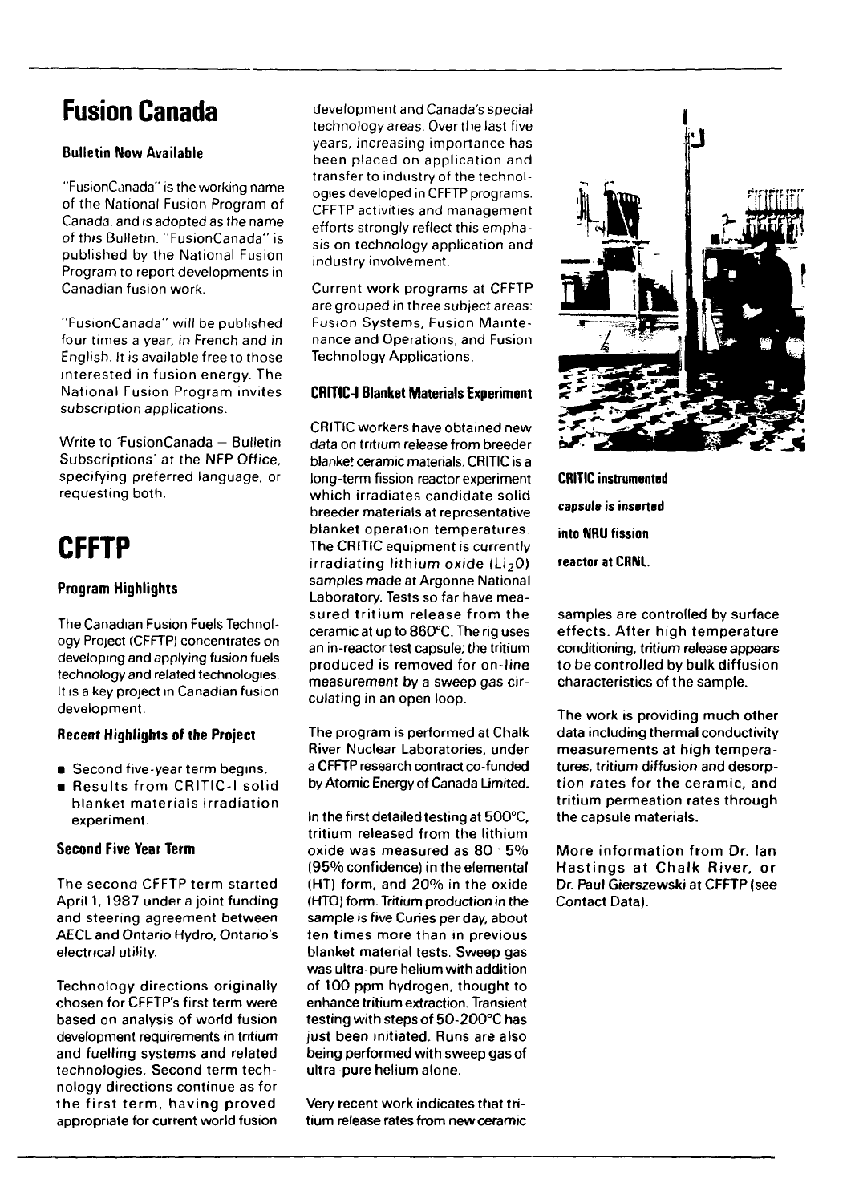# Fusion Canada

### Bulletin Now Available

"FusionCanada" is the working name of the National Fusion Program of Canada, and is adopted as the name of this Bulletin. "FusionCanada" is published by the National Fusion Program to report developments in Canadian fusion work.

"FusionCanada" will be published four times a year, in French and in English. It is available free to those interested in fusion energy. The National Fusion Program invites subscription applications.

Write to 'FusionCanada – Bulletin Subscriptions' at the NFP Office, specifying preferred language, or requesting both.

# CFFTP

### Program Highlights

The Canadian Fusion Fuels Technology Project (CFFTP) concentrates on developing and applying fusion fuels technology and related technologies. It is a key project in Canadian fusion development.

### Recent Highlights of the Project

- Second five-year term begins.
- Results from CRITIC-I solid blanket materials irradiation experiment.

### Second Five Year Term

The second CFFTP term started April 1, 1987 under a joint funding and steering agreement between AECL and Ontario Hydro, Ontario's electrical utility.

Technology directions originally chosen for CFFTP's first term were based on analysis of world fusion development requirements in tritium and fuelling systems and related technologies. Second term technology directions continue as for the first term, having proved appropriate for current world fusion development and Canada's special technology areas. Over the last five years, increasing importance has been placed on application and transfer to industry of the technologies developed in CFFTP programs. CFFTP activities and management efforts strongly reflect this emphasis on technology application and industry involvement.

Current work programs at CFFTP are grouped in three subject areas: Fusion Systems, Fusion Maintenance and Operations, and Fusion Technology Applications.

### CRITIC-I Blanket Materials Experiment

CRITIC workers have obtained new data on tritium release from breeder blanket ceramic materials. CRITIC is a long-term fission reactor experiment which irradiates candidate solid breeder materials at representative blanket operation temperatures. The CRITIC equipment is currently irradiating lithium oxide ($Li_2O$) samples made at Argonne National Laboratory. Tests so far have measured tritium release from the ceramic at up to 860°C. The rig uses an in-reactor test capsule; the tritium produced is removed for on-line measurement by a sweep gas circulating in an open loop.

The program is performed at Chalk River Nuclear Laboratories, under a CFFTP research contract co-funded by Atomic Energy of Canada Limited.

In the first detailed testing at 500°C, tritium released from the lithium oxide was measured as 80 ± 5% (95% confidence) in the elemental (HT) form, and 20% in the oxide (HTO) form. Tritium production in the sample is five Curies per day, about ten times more than in previous blanket material tests. Sweep gas was ultra-pure helium with addition of 100 ppm hydrogen, thought to enhance tritium extraction. Transient testing with steps of 50-200°C has just been initiated. Runs are also being performed with sweep gas of ultra-pure helium alone.

Very recent work indicates that tritium release rates from new ceramic samples are controlled by surface effects. After high temperature conditioning, tritium release appears to be controlled by bulk diffusion characteristics of the sample.

The work is providing much other data including thermal conductivity measurements at high temperatures, tritium diffusion and desorption rates for the ceramic, and tritium permeation rates through the capsule materials.

More information from Dr. Ian Hastings at Chalk River, or Dr. Paul Gierszewski at CFFTP (see Contact Data).

**CRITIC instrumented capsule is inserted into NRU fission reactor at CRNL.**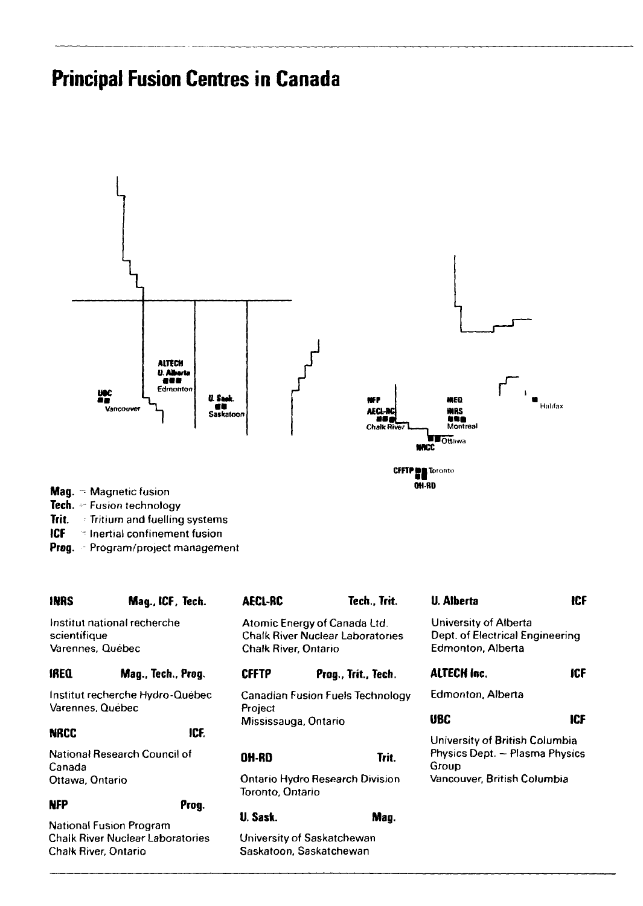# Principal Fusion Centres in Canada

UBC
Vancouver

ALTECH
U. Alberta
Edmonton

U. Sask.
Saskatoon

NFP
AECL-RC
Chalk River

IREQ
INRS
Montreal

Ottawa
NRCC

CFFTP
Toronto
OH-RD

Halifax

**Mag.** – Magnetic fusion
**Tech.** – Fusion technology
**Trit.** – Tritium and fuelling systems
**ICF** – Inertial confinement fusion
**Prog.** – Program/project management

**INRS** — **Mag., ICF, Tech.**
Institut national recherche scientifique
Varennes, Québec

**IREQ** — **Mag., Tech., Prog.**
Institut recherche Hydro-Québec
Varennes, Québec

**NRCC** — **ICF.**
National Research Council of Canada
Ottawa, Ontario

**NFP** — **Prog.**
National Fusion Program
Chalk River Nuclear Laboratories
Chalk River, Ontario

**AECL-RC** — **Tech., Trit.**
Atomic Energy of Canada Ltd.
Chalk River Nuclear Laboratories
Chalk River, Ontario

**CFFTP** — **Prog., Trit., Tech.**
Canadian Fusion Fuels Technology Project
Mississauga, Ontario

**OH-RD** — **Trit.**
Ontario Hydro Research Division
Toronto, Ontario

**U. Sask.** — **Mag.**
University of Saskatchewan
Saskatoon, Saskatchewan

**U. Alberta** — **ICF**
University of Alberta
Dept. of Electrical Engineering
Edmonton, Alberta

**ALTECH Inc.** — **ICF**
Edmonton, Alberta

**UBC** — **ICF**
University of British Columbia
Physics Dept. – Plasma Physics Group
Vancouver, British Columbia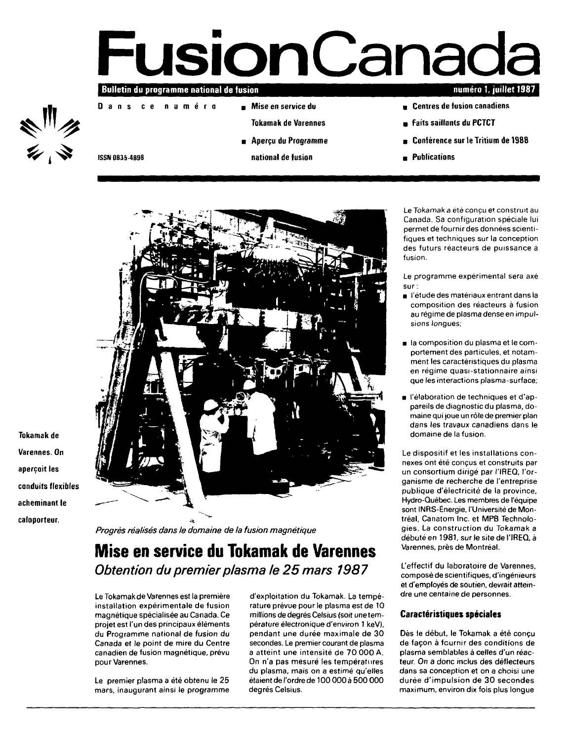# FusionCanada

**Bulletin du programme national de fusion** — **numéro 1, juillet 1987**

**Dans ce numéro**

- **Mise en service du Tokamak de Varennes**
- **Aperçu du Programme national de fusion**
- **Centres de fusion canadiens**
- **Faits saillants du PCTCT**
- **Conférence sur le Tritium de 1988**
- **Publications**

ISSN 0835-4898

**Tokamak de Varennes. On aperçoit les conduits flexibles acheminant le caloporteur.**

*Progrès réalisés dans le domaine de la fusion magnétique*

## Mise en service du Tokamak de Varennes

### *Obtention du premier plasma le 25 mars 1987*

Le Tokamak de Varennes est la première installation expérimentale de fusion magnétique spécialisée au Canada. Ce projet est l'un des principaux éléments du Programme national de fusion du Canada et le point de mire du Centre canadien de fusion magnétique, prévu pour Varennes.

Le premier plasma a été obtenu le 25 mars, inaugurant ainsi le programme d'exploitation du Tokamak. La température prévue pour le plasma est de 10 millions de degrés Celsius (soit une température électronique d'environ 1 keV), pendant une durée maximale de 30 secondes. Le premier courant de plasma a atteint une intensité de 70 000 A. On n'a pas mesuré les températures du plasma, mais on a estimé qu'elles étaient de l'ordre de 100 000 à 500 000 degrés Celsius.

Le *Tokamak* a été conçu et construit au Canada. Sa configuration spéciale lui permet de fournir des données scientifiques et techniques sur la conception des futurs réacteurs de puissance à fusion.

Le programme expérimental sera axé sur :

- l'étude des matériaux entrant dans la composition des réacteurs à fusion au régime de plasma dense en impulsions longues;
- la composition du plasma et le comportement des particules, et notamment les caractéristiques du plasma en régime quasi-stationnaire ainsi que les interactions plasma-surface;
- l'élaboration de techniques et d'appareils de diagnostic du plasma, domaine qui joue un rôle de premier plan dans les travaux canadiens dans le domaine de la fusion.

Le dispositif et les installations connexes ont été conçus et construits par un consortium dirigé par l'IREQ, l'organisme de recherche de l'entreprise publique d'électricité de la province, Hydro-Québec. Les membres de l'équipe sont INRS-Énergie, l'Université de Montréal, Canatom Inc. et MPB Technologies. La construction du Tokamak a débuté en 1981, sur le site de l'IREQ, à Varennes, près de Montréal.

L'effectif du laboratoire de Varennes, composé de scientifiques, d'ingénieurs et d'employés de soutien, devrait atteindre une centaine de personnes.

### Caractéristiques spéciales

Dès le début, le Tokamak a été conçu de façon à fournir des conditions de plasma semblables à celles d'un réacteur. On a donc inclus des déflecteurs dans sa conception et on a choisi une durée d'impulsion de 30 secondes maximum, environ dix fois plus longue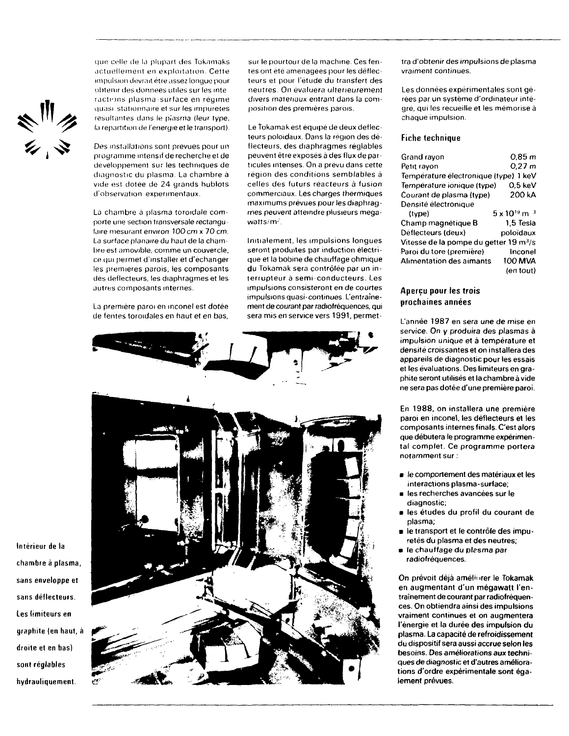que celle de la plupart des Tokamaks actuellement en exploitation. Cette impulsion devrait être assez longue pour obtenir des données utiles sur les interactions plasma-surface en régime quasi stationnaire et sur les impuretés résultantes dans le plasma (leur type, la répartition de l'énergie et le transport).

Des installations sont prévues pour un programme intensif de recherche et de développement sur les techniques de diagnostic du plasma. La chambre à vide est dotée de 24 grands hublots d'observation expérimentaux.

La chambre à plasma toroïdale comporte une section transversale rectangulaire mesurant environ 100 cm x 70 cm. La surface planaire du haut de la chambre est amovible, comme un couvercle, ce qui permet d'installer et d'échanger les premières parois, les composants des déflecteurs, les diaphragmes et les autres composants internes.

La première paroi en inconel est dotée de fentes toroïdales en haut et en bas, sur le pourtour de la machine. Ces fentes ont été aménagées pour les déflecteurs et pour l'étude du transfert des neutres. On évaluera ultérieurement divers matériaux entrant dans la composition des premières parois.

Le Tokamak est équipé de deux déflecteurs poloïdaux. Dans la région des déflecteurs, des diaphragmes réglables peuvent être exposés à des flux de particules intenses. On a prévu dans cette région des conditions semblables à celles des futurs réacteurs à fusion commerciaux. Les charges thermiques maximums prévues pour les diaphragmes peuvent atteindre plusieurs megawatts/m².

Initialement, les impulsions longues seront produites par induction électrique et la bobine de chauffage ohmique du Tokamak sera contrôlée par un interrupteur à semi-conducteurs. Les impulsions consisteront en de courtes impulsions quasi-continues. L'entraînement de courant par radiofréquences, qui sera mis en service vers 1991, permettra d'obtenir des impulsions de plasma vraiment continues.

Les données expérimentales sont gérées par un système d'ordinateur intégré, qui les recueille et les mémorise à chaque impulsion.

## Fiche technique

| | |
|---|---|
| Grand rayon | 0,85 m |
| Petit rayon | 0,27 m |
| Température électronique (type) | 1 keV |
| Température ionique (type) | 0,5 keV |
| Courant de plasma (type) | 200 kA |
| Densité électronique (type) | $5 \times 10^{19}$ m $^{-3}$ |
| Champ magnétique B | 1,5 Tesla |
| Déflecteurs (deux) | poloïdaux |
| Vitesse de la pompe du getter | 19 m³/s |
| Paroi du tore (première) | Inconel |
| Alimentation des aimants | 100 MVA (en tout) |

## Aperçu pour les trois prochaines années

L'année 1987 en sera une de mise en service. On y produira des plasmas à impulsion unique et à température et densité croissantes et on installera des appareils de diagnostic pour les essais et les évaluations. Des limiteurs en graphite seront utilisés et la chambre à vide ne sera pas dotée d'une première paroi.

En 1988, on installera une première paroi en inconel, les déflecteurs et les composants internes finals. C'est alors que débutera le programme expérimental complet. Ce programme portera notamment sur :

- le comportement des matériaux et les interactions plasma-surface;
- les recherches avancées sur le diagnostic;
- les études du profil du courant de plasma;
- le transport et le contrôle des impuretés du plasma et des neutres;
- le chauffage du plasma par radiofréquences.

On prévoit déjà améliorer le Tokamak en augmentant d'un mégawatt l'entraînement de courant par radiofréquences. On obtiendra ainsi des impulsions vraiment continues et on augmentera l'énergie et la durée des impulsion du plasma. La capacité de refroidissement du dispositif sera aussi accrue selon les besoins. Des améliorations aux techniques de diagnostic et d'autres améliorations d'ordre expérimentale sont également prévues.

Intérieur de la chambre à plasma, sans enveloppe et sans déflecteurs. Les limiteurs en graphite (en haut, à droite et en bas) sont réglables hydrauliquement.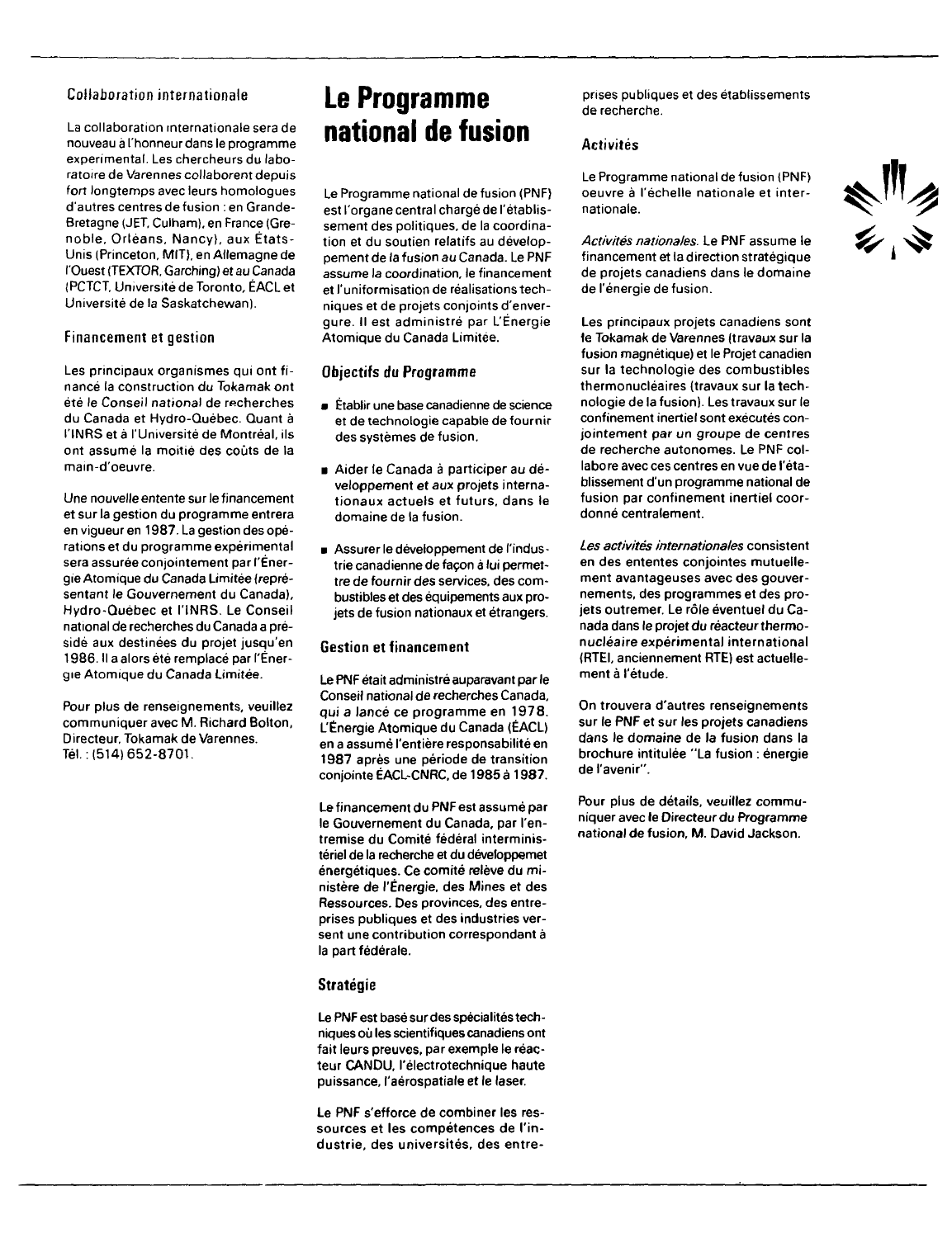### Collaboration internationale

La collaboration internationale sera de nouveau à l'honneur dans le programme expérimental. Les chercheurs du laboratoire de Varennes collaborent depuis fort longtemps avec leurs homologues d'autres centres de fusion : en Grande-Bretagne (JET, Culham), en France (Grenoble, Orléans, Nancy), aux États-Unis (Princeton, MIT), en Allemagne de l'Ouest (TEXTOR, Garching) et au Canada (PCTCT, Université de Toronto, ÉACL et Université de la Saskatchewan).

### Financement et gestion

Les principaux organismes qui ont financé la construction du Tokamak ont été le Conseil national de recherches du Canada et Hydro-Québec. Quant à l'INRS et à l'Université de Montréal, ils ont assumé la moitié des coûts de la main-d'oeuvre.

Une nouvelle entente sur le financement et sur la gestion du programme entrera en vigueur en 1987. La gestion des opérations et du programme expérimental sera assurée conjointement par l'Énergie Atomique du Canada Limitée (représentant le Gouvernement du Canada), Hydro-Québec et l'INRS. Le Conseil national de recherches du Canada a présidé aux destinées du projet jusqu'en 1986. Il a alors été remplacé par l'Énergie Atomique du Canada Limitée.

Pour plus de renseignements, veuillez communiquer avec M. Richard Bolton, Directeur, Tokamak de Varennes. Tél. : (514) 652-8701.

# Le Programme national de fusion

Le Programme national de fusion (PNF) est l'organe central chargé de l'établissement des politiques, de la coordination et du soutien relatifs au développement de la fusion au Canada. Le PNF assume la coordination, le financement et l'uniformisation de réalisations techniques et de projets conjoints d'envergure. Il est administré par L'Énergie Atomique du Canada Limitée.

### Objectifs du Programme

- Établir une base canadienne de science et de technologie capable de fournir des systèmes de fusion.
- Aider le Canada à participer au développement et aux projets internationaux actuels et futurs, dans le domaine de la fusion.
- Assurer le développement de l'industrie canadienne de façon à lui permettre de fournir des services, des combustibles et des équipements aux projets de fusion nationaux et étrangers.

### Gestion et financement

Le PNF était administré auparavant par le Conseil national de recherches Canada, qui a lancé ce programme en 1978. L'Énergie Atomique du Canada (ÉACL) en a assumé l'entière responsabilité en 1987 après une période de transition conjointe ÉACL-CNRC, de 1985 à 1987.

Le financement du PNF est assumé par le Gouvernement du Canada, par l'entremise du Comité fédéral interministériel de la recherche et du développemet énergétiques. Ce comité relève du ministère de l'Énergie, des Mines et des Ressources. Des provinces, des entreprises publiques et des industries versent une contribution correspondant à la part fédérale.

### Stratégie

Le PNF est basé sur des spécialités techniques où les scientifiques canadiens ont fait leurs preuves, par exemple le réacteur CANDU, l'électrotechnique haute puissance, l'aérospatiale et le laser.

Le PNF s'efforce de combiner les ressources et les compétences de l'industrie, des universités, des entreprises publiques et des établissements de recherche.

### Activités

Le Programme national de fusion (PNF) oeuvre à l'échelle nationale et internationale.

*Activités nationales.* Le PNF assume le financement et la direction stratégique de projets canadiens dans le domaine de l'énergie de fusion.

Les principaux projets canadiens sont le Tokamak de Varennes (travaux sur la fusion magnétique) et le Projet canadien sur la technologie des combustibles thermonucléaires (travaux sur la technologie de la fusion). Les travaux sur le confinement inertiel sont exécutés conjointement par un groupe de centres de recherche autonomes. Le PNF collabore avec ces centres en vue de l'établissement d'un programme national de fusion par confinement inertiel coordonné centralement.

*Les activités internationales* consistent en des ententes conjointes mutuellement avantageuses avec des gouvernements, des programmes et des projets outremer. Le rôle éventuel du Canada dans le projet du réacteur thermonucléaire expérimental international (RTEI, anciennement RTE) est actuellement à l'étude.

On trouvera d'autres renseignements sur le PNF et sur les projets canadiens dans le domaine de la fusion dans la brochure intitulée "La fusion : énergie de l'avenir".

Pour plus de détails, veuillez communiquer avec le Directeur du Programme national de fusion, M. David Jackson.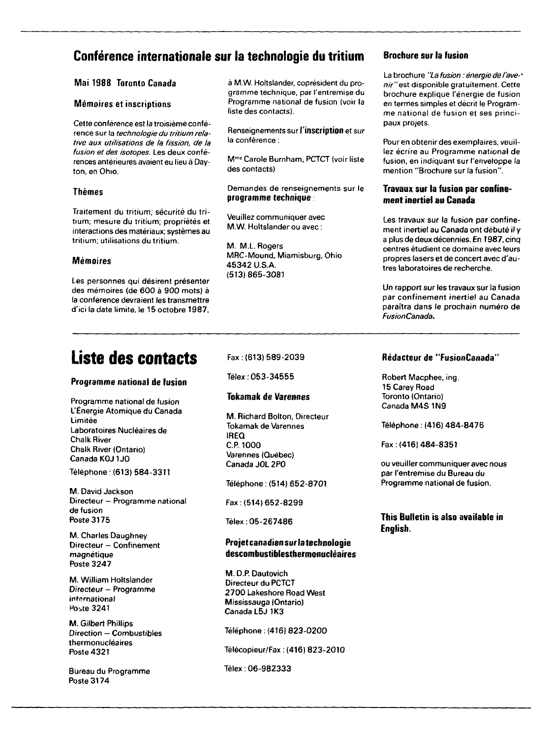## Conférence internationale sur la technologie du tritium

### Mai 1988 Toronto Canada

### Mémoires et inscriptions

Cette conférence est la troisième conférence sur la *technologie du tritium relative aux utilisations de la fission, de la fusion et des isotopes*. Les deux conférences antérieures avaient eu lieu à Dayton, en Ohio.

### Thèmes

Traitement du tritium; sécurité du tritium; mesure du tritium; propriétés et interactions des matériaux; systèmes au tritium; utilisations du tritium.

### Mémoires

Les personnes qui désirent présenter des mémoires (de 600 à 900 mots) à la conférence devraient les transmettre d'ici la date limite, le 15 octobre 1987, à M.W. Holtslander, coprésident du programme technique, par l'entremise du Programme national de fusion (voir la liste des contacts).

Renseignements sur **l'inscription** et sur la conférence :

M^me Carole Burnham, PCTCT (voir liste des contacts)

Demandes de renseignements sur le **programme technique** :

Veuillez communiquer avec M.W. Holtslander ou avec :

M. M.L. Rogers
MRC-Mound, Miamisburg, Ohio
45342 U.S.A.
(513) 865-3081

### Brochure sur la fusion

La brochure *"La fusion : énergie de l'avenir"* est disponible gratuitement. Cette brochure explique l'énergie de fusion en termes simples et décrit le Programme national de fusion et ses principaux projets.

Pour en obtenir des exemplaires, veuillez écrire au Programme national de fusion, en indiquant sur l'enveloppe la mention "Brochure sur la fusion".

### Travaux sur la fusion par confinement inertiel au Canada

Les travaux sur la fusion par confinement inertiel au Canada ont débuté il y a plus de deux décennies. En 1987, cinq centres étudient ce domaine avec leurs propres lasers et de concert avec d'autres laboratoires de recherche.

Un rapport sur les travaux sur la fusion par confinement inertiel au Canada paraîtra dans le prochain numéro de *FusionCanada*.

## Liste des contacts

### Programme national de fusion

Programme national de fusion
L'Énergie Atomique du Canada Limitée
Laboratoires Nucléaires de Chalk River
Chalk River (Ontario)
Canada K0J 1J0

Téléphone : (613) 584-3311

M. David Jackson
Directeur – Programme national de fusion
Poste 3175

M. Charles Daughney
Directeur – Confinement magnétique
Poste 3247

M. William Holtslander
Directeur – Programme international
Poste 3241

M. Gilbert Phillips
Direction – Combustibles thermonucléaires
Poste 4321

Bureau du Programme
Poste 3174

Fax : (613) 589-2039

Télex : 053-34555

### Tokamak de Varennes

M. Richard Bolton, Directeur
Tokamak de Varennes
IREQ
C.P. 1000
Varennes (Québec)
Canada J0L 2P0

Téléphone : (514) 652-8701

Fax : (514) 652-8299

Télex : 05-267486

### Projet canadien sur la technologie des combustibles thermonucléaires

M. D.P. Dautovich
Directeur du PCTCT
2700 Lakeshore Road West
Mississauga (Ontario)
Canada L5J 1K3

Téléphone : (416) 823-0200

Télécopieur/Fax : (416) 823-2010

Télex : 06-982333

### Rédacteur de "FusionCanada"

Robert Macphee, ing.
15 Carey Road
Toronto (Ontario)
Canada M4S 1N9

Téléphone : (416) 484-8476

Fax : (416) 484-8351

ou veuiller communiquer avec nous par l'entremise du Bureau du Programme national de fusion.

**This Bulletin is also available in English.**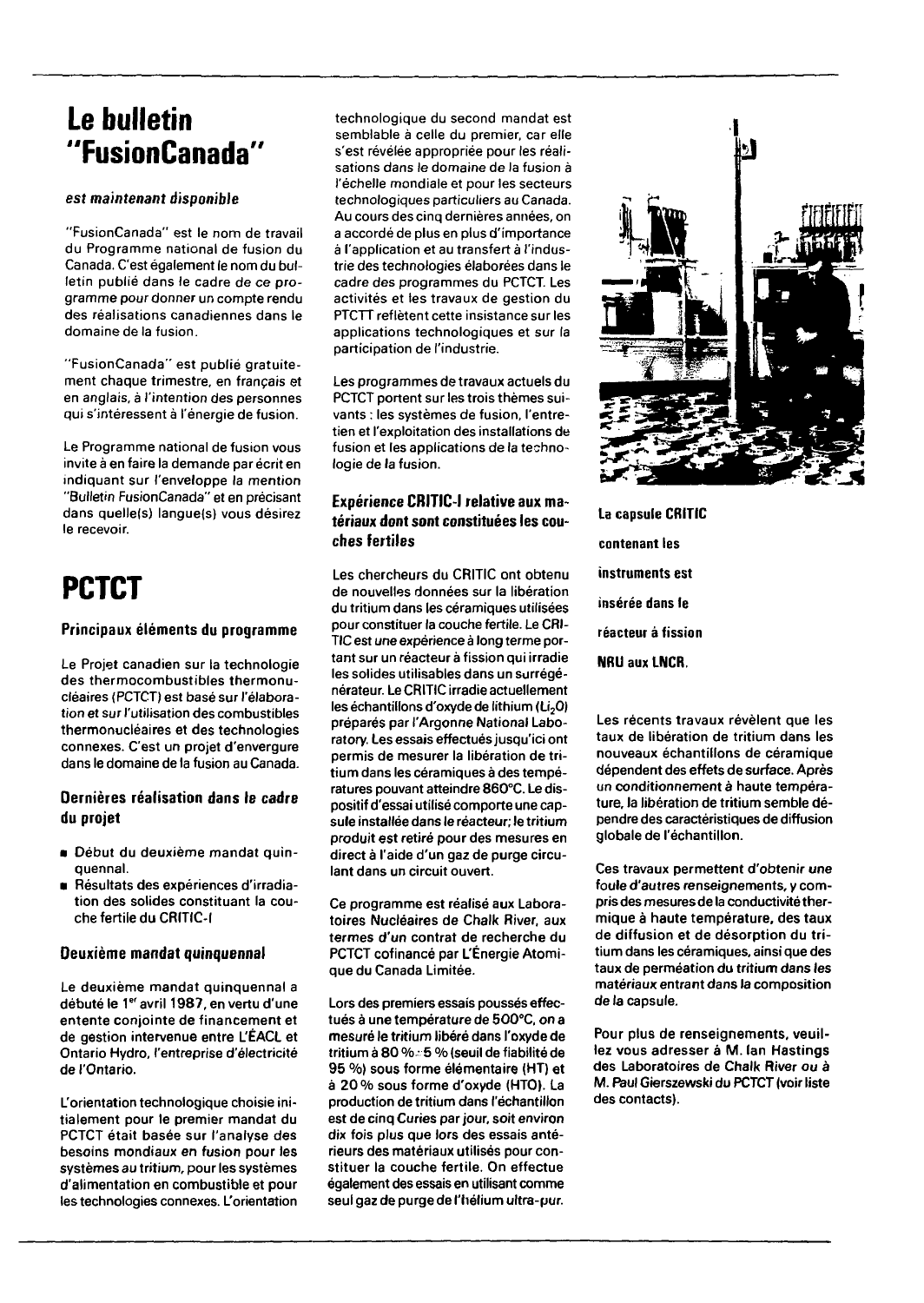# Le bulletin "FusionCanada"

#### *est maintenant disponible*

"FusionCanada" est le nom de travail du Programme national de fusion du Canada. C'est également le nom du bulletin publié dans le cadre de ce programme pour donner un compte rendu des réalisations canadiennes dans le domaine de la fusion.

"FusionCanada" est publié gratuitement chaque trimestre, en français et en anglais, à l'intention des personnes qui s'intéressent à l'énergie de fusion.

Le Programme national de fusion vous invite à en faire la demande par écrit en indiquant sur l'enveloppe la mention "Bulletin FusionCanada" et en précisant dans quelle(s) langue(s) vous désirez le recevoir.

# PCTCT

### Principaux éléments du programme

Le Projet canadien sur la technologie des thermocombustibles thermonucléaires (PCTCT) est basé sur l'élaboration et sur l'utilisation des combustibles thermonucléaires et des technologies connexes. C'est un projet d'envergure dans le domaine de la fusion au Canada.

### Dernières réalisation dans le cadre du projet

- Début du deuxième mandat quinquennal.
- Résultats des expériences d'irradiation des solides constituant la couche fertile du CRITIC-I

### Deuxième mandat quinquennal

Le deuxième mandat quinquennal a débuté le 1er avril 1987, en vertu d'une entente conjointe de financement et de gestion intervenue entre L'ÉACL et Ontario Hydro, l'entreprise d'électricité de l'Ontario.

L'orientation technologique choisie initialement pour le premier mandat du PCTCT était basée sur l'analyse des besoins mondiaux en fusion pour les systèmes au tritium, pour les systèmes d'alimentation en combustible et pour les technologies connexes. L'orientation technologique du second mandat est semblable à celle du premier, car elle s'est révélée appropriée pour les réalisations dans le domaine de la fusion à l'échelle mondiale et pour les secteurs technologiques particuliers au Canada. Au cours des cinq dernières années, on a accordé de plus en plus d'importance à l'application et au transfert à l'industrie des technologies élaborées dans le cadre des programmes du PCTCT. Les activités et les travaux de gestion du PTCTT reflètent cette insistance sur les applications technologiques et sur la participation de l'industrie.

Les programmes de travaux actuels du PCTCT portent sur les trois thèmes suivants : les systèmes de fusion, l'entretien et l'exploitation des installations de fusion et les applications de la technologie de la fusion.

### Expérience CRITIC-I relative aux matériaux dont sont constituées les couches fertiles

Les chercheurs du CRITIC ont obtenu de nouvelles données sur la libération du tritium dans les céramiques utilisées pour constituer la couche fertile. Le CRITIC est une expérience à long terme portant sur un réacteur à fission qui irradie les solides utilisables dans un surrégénérateur. Le CRITIC irradie actuellement les échantillons d'oxyde de lithium ($Li_2O$) préparés par l'Argonne National Laboratory. Les essais effectués jusqu'ici ont permis de mesurer la libération de tritium dans les céramiques à des températures pouvant atteindre 860°C. Le dispositif d'essai utilisé comporte une capsule installée dans le réacteur; le tritium produit est retiré pour des mesures en direct à l'aide d'un gaz de purge circulant dans un circuit ouvert.

Ce programme est réalisé aux Laboratoires Nucléaires de Chalk River, aux termes d'un contrat de recherche du PCTCT cofinancé par L'Énergie Atomique du Canada Limitée.

Lors des premiers essais poussés effectués à une température de 500°C, on a mesuré le tritium libéré dans l'oxyde de tritium à 80 % ± 5 % (seuil de fiabilité de 95 %) sous forme élémentaire (HT) et à 20 % sous forme d'oxyde (HTO). La production de tritium dans l'échantillon est de cinq Curies par jour, soit environ dix fois plus que lors des essais antérieurs des matériaux utilisés pour constituer la couche fertile. On effectue également des essais en utilisant comme seul gaz de purge de l'hélium ultra-pur.

**La capsule CRITIC contenant les instruments est insérée dans le réacteur à fission NRU aux LNCR.**

Les récents travaux révèlent que les taux de libération de tritium dans les nouveaux échantillons de céramique dépendent des effets de surface. Après un conditionnement à haute température, la libération de tritium semble dépendre des caractéristiques de diffusion globale de l'échantillon.

Ces travaux permettent d'obtenir une foule d'autres renseignements, y compris des mesures de la conductivité thermique à haute température, des taux de diffusion et de désorption du tritium dans les céramiques, ainsi que des taux de perméation du tritium dans les matériaux entrant dans la composition de la capsule.

Pour plus de renseignements, veuillez vous adresser à M. Ian Hastings des Laboratoires de Chalk River ou à M. Paul Gierszewski du PCTCT (voir liste des contacts).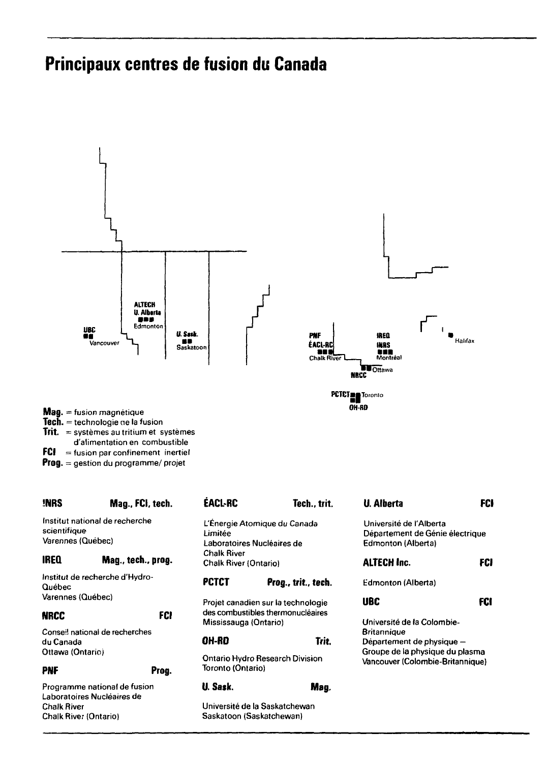# Principaux centres de fusion du Canada

ALTECH
U. Alberta
Edmonton

UBC
Vancouver

U. Sask.
Saskatoon

PNF
ÉACL-RC
Chalk River

IREQ
INRS
Montréal

Ottawa
NRCC

PCTCT
Toronto
OH-RD

Halifax

**Mag.** = fusion magnétique
**Tech.** = technologie de la fusion
**Trit.** = systèmes au tritium et systèmes d'alimentation en combustible
**FCI** = fusion par confinement inertiel
**Prog.** = gestion du programme/ projet

**INRS** **Mag., FCI, tech.**

Institut national de recherche scientifique
Varennes (Québec)

**IREQ** **Mag., tech., prog.**

Institut de recherche d'Hydro-Québec
Varennes (Québec)

**NRCC** **FCI**

Conseil national de recherches du Canada
Ottawa (Ontario)

**PNF** **Prog.**

Programme national de fusion
Laboratoires Nucléaires de Chalk River
Chalk River (Ontario)

**ÉACL-RC** **Tech., trit.**

L'Énergie Atomique du Canada Limitée
Laboratoires Nucléaires de Chalk River
Chalk River (Ontario)

**PCTCT** **Prog., trit., tech.**

Projet canadien sur la technologie des combustibles thermonucléaires
Mississauga (Ontario)

**OH-RD** **Trit.**

Ontario Hydro Research Division
Toronto (Ontario)

**U. Sask.** **Mag.**

Université de la Saskatchewan
Saskatoon (Saskatchewan)

**U. Alberta** **FCI**

Université de l'Alberta
Département de Génie électrique
Edmonton (Alberta)

**ALTECH Inc.** **FCI**

Edmonton (Alberta)

**UBC** **FCI**

Université de la Colombie-Britannique
Département de physique — Groupe de la physique du plasma
Vancouver (Colombie-Britannique)